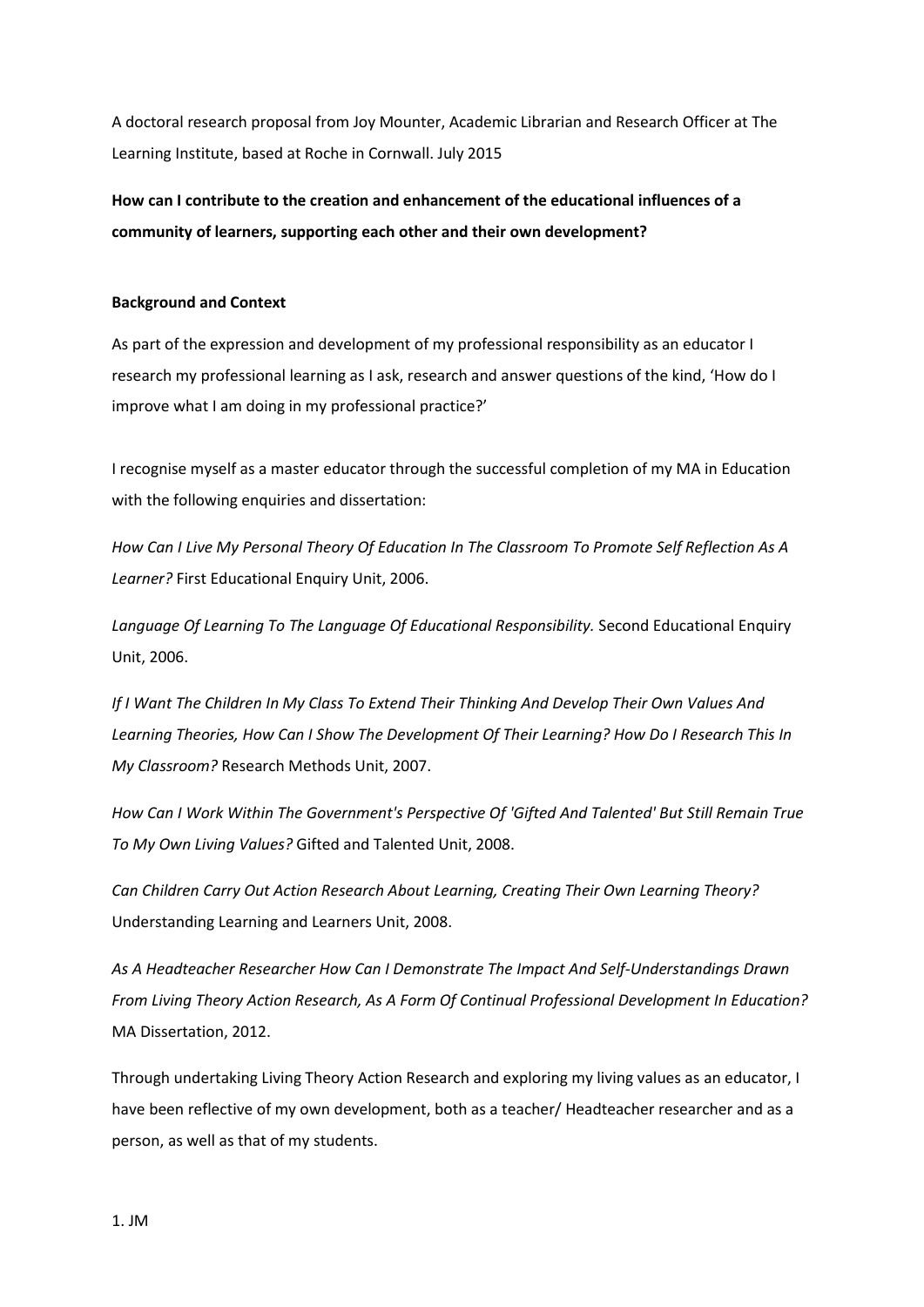A doctoral research proposal from Joy Mounter, Academic Librarian and Research Officer at The Learning Institute, based at Roche in Cornwall. July 2015

**How can I contribute to the creation and enhancement of the educational influences of a community of learners, supporting each other and their own development?**

**Background and Context**

As part of the expression and development of my professional responsibility as an educator I research my professional learning as I ask, research and answer questions of the kind, 'How do I improve what I am doing in my professional practice?'

I recognise myself as a master educator through the successful completion of my MA in Education with the following enquiries and dissertation:

*How Can I Live My Personal Theory Of Education In The Classroom To Promote Self Reflection As A Learner?* First Educational Enquiry Unit, 2006.

*Language Of Learning To The Language Of Educational Responsibility.* Second Educational Enquiry Unit, 2006.

*If I Want The Children In My Class To Extend Their Thinking And Develop Their Own Values And Learning Theories, How Can I Show The Development Of Their Learning? How Do I Research This In My Classroom?* Research Methods Unit, 2007.

*How Can I Work Within The Government's Perspective Of 'Gifted And Talented' But Still Remain True To My Own Living Values?* Gifted and Talented Unit, 2008.

*Can Children Carry Out Action Research About Learning, Creating Their Own Learning Theory?* Understanding Learning and Learners Unit, 2008.

*As A Headteacher Researcher How Can I Demonstrate The Impact And Self-Understandings Drawn From Living Theory Action Research, As A Form Of Continual Professional Development In Education?* MA Dissertation, 2012.

Through undertaking Living Theory Action Research and exploring my living values as an educator, I have been reflective of my own development, both as a teacher/ Headteacher researcher and as a person, as well as that of my students.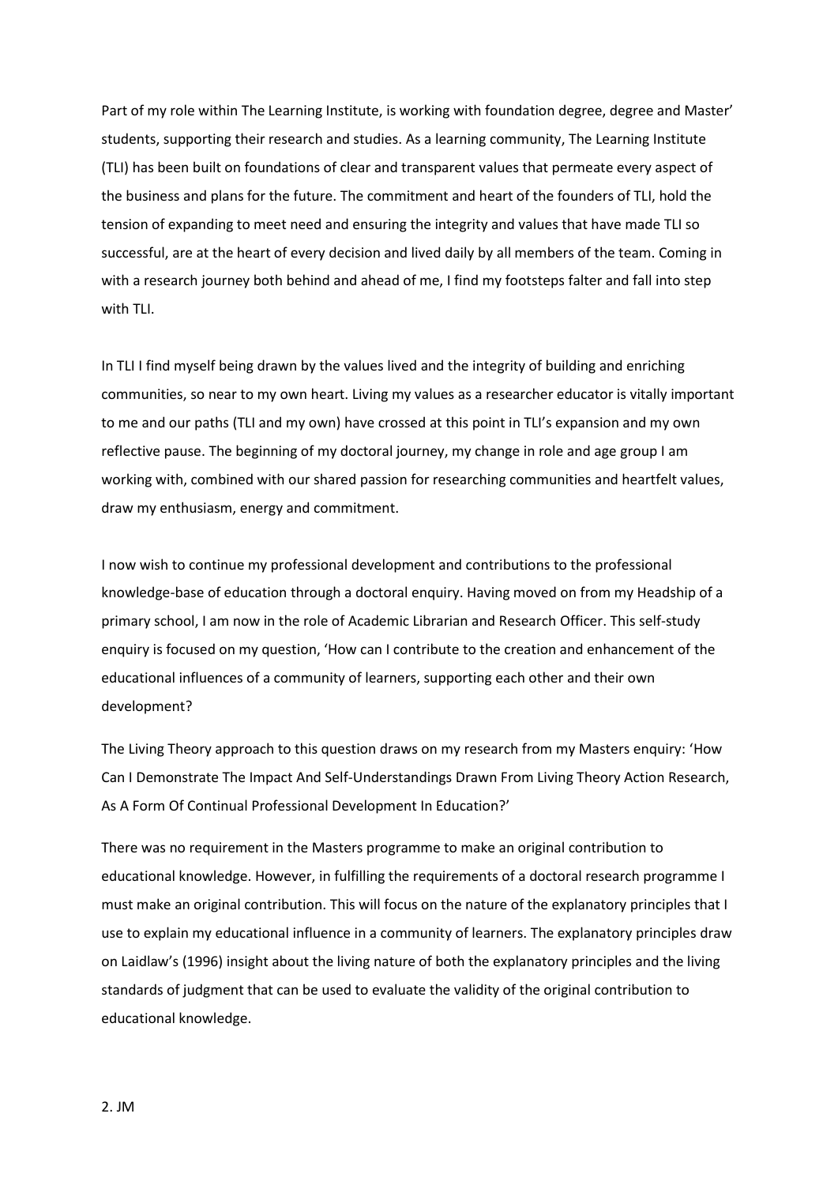Part of my role within The Learning Institute, is working with foundation degree, degree and Master' students, supporting their research and studies. As a learning community, The Learning Institute (TLI) has been built on foundations of clear and transparent values that permeate every aspect of the business and plans for the future. The commitment and heart of the founders of TLI, hold the tension of expanding to meet need and ensuring the integrity and values that have made TLI so successful, are at the heart of every decision and lived daily by all members of the team. Coming in with a research journey both behind and ahead of me, I find my footsteps falter and fall into step with TLI.

In TLI I find myself being drawn by the values lived and the integrity of building and enriching communities, so near to my own heart. Living my values as a researcher educator is vitally important to me and our paths (TLI and my own) have crossed at this point in TLI's expansion and my own reflective pause. The beginning of my doctoral journey, my change in role and age group I am working with, combined with our shared passion for researching communities and heartfelt values, draw my enthusiasm, energy and commitment.

I now wish to continue my professional development and contributions to the professional knowledge-base of education through a doctoral enquiry. Having moved on from my Headship of a primary school, I am now in the role of Academic Librarian and Research Officer. This self-study enquiry is focused on my question, 'How can I contribute to the creation and enhancement of the educational influences of a community of learners, supporting each other and their own development?

The Living Theory approach to this question draws on my research from my Masters enquiry: 'How Can I Demonstrate The Impact And Self-Understandings Drawn From Living Theory Action Research, As A Form Of Continual Professional Development In Education?'

There was no requirement in the Masters programme to make an original contribution to educational knowledge. However, in fulfilling the requirements of a doctoral research programme I must make an original contribution. This will focus on the nature of the explanatory principles that I use to explain my educational influence in a community of learners. The explanatory principles draw on Laidlaw's (1996) insight about the living nature of both the explanatory principles and the living standards of judgment that can be used to evaluate the validity of the original contribution to educational knowledge.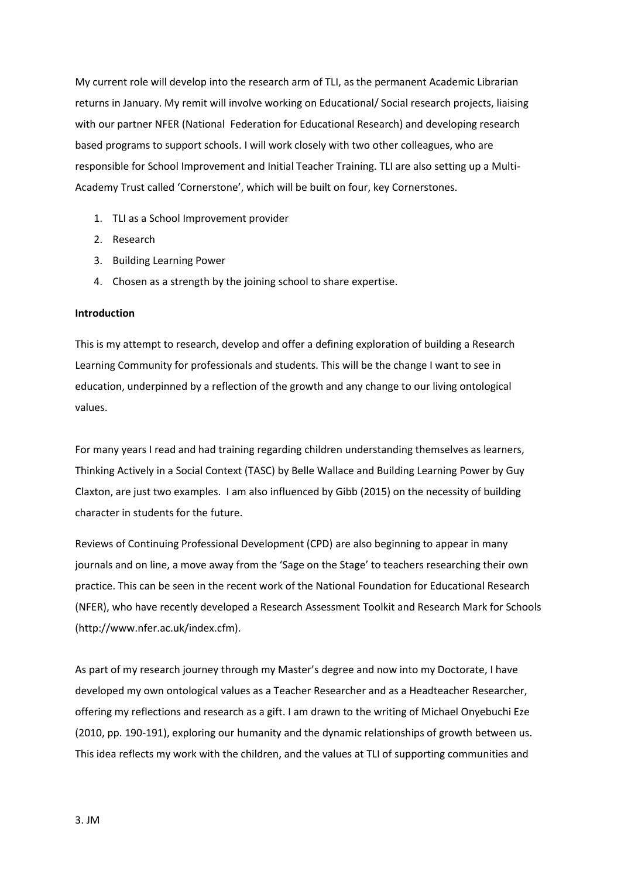My current role will develop into the research arm of TLI, as the permanent Academic Librarian returns in January. My remit will involve working on Educational/ Social research projects, liaising with our partner NFER (National  Federation for Educational Research) and developing research based programs to support schools. I will work closely with two other colleagues, who are responsible for School Improvement and Initial Teacher Training. TLI are also setting up a Multi-Academy Trust called 'Cornerstone', which will be built on four, key Cornerstones.

1. TLI as a School Improvement provider
2. Research
3. Building Learning Power
4. Chosen as a strength by the joining school to share expertise.

**Introduction**

This is my attempt to research, develop and offer a defining exploration of building a Research Learning Community for professionals and students. This will be the change I want to see in education, underpinned by a reflection of the growth and any change to our living ontological values.

For many years I read and had training regarding children understanding themselves as learners, Thinking Actively in a Social Context (TASC) by Belle Wallace and Building Learning Power by Guy Claxton, are just two examples.  I am also influenced by Gibb (2015) on the necessity of building character in students for the future.

Reviews of Continuing Professional Development (CPD) are also beginning to appear in many journals and on line, a move away from the 'Sage on the Stage' to teachers researching their own practice. This can be seen in the recent work of the National Foundation for Educational Research (NFER), who have recently developed a Research Assessment Toolkit and Research Mark for Schools (http://www.nfer.ac.uk/index.cfm).

As part of my research journey through my Master's degree and now into my Doctorate, I have developed my own ontological values as a Teacher Researcher and as a Headteacher Researcher, offering my reflections and research as a gift. I am drawn to the writing of Michael Onyebuchi Eze (2010, pp. 190-191), exploring our humanity and the dynamic relationships of growth between us. This idea reflects my work with the children, and the values at TLI of supporting communities and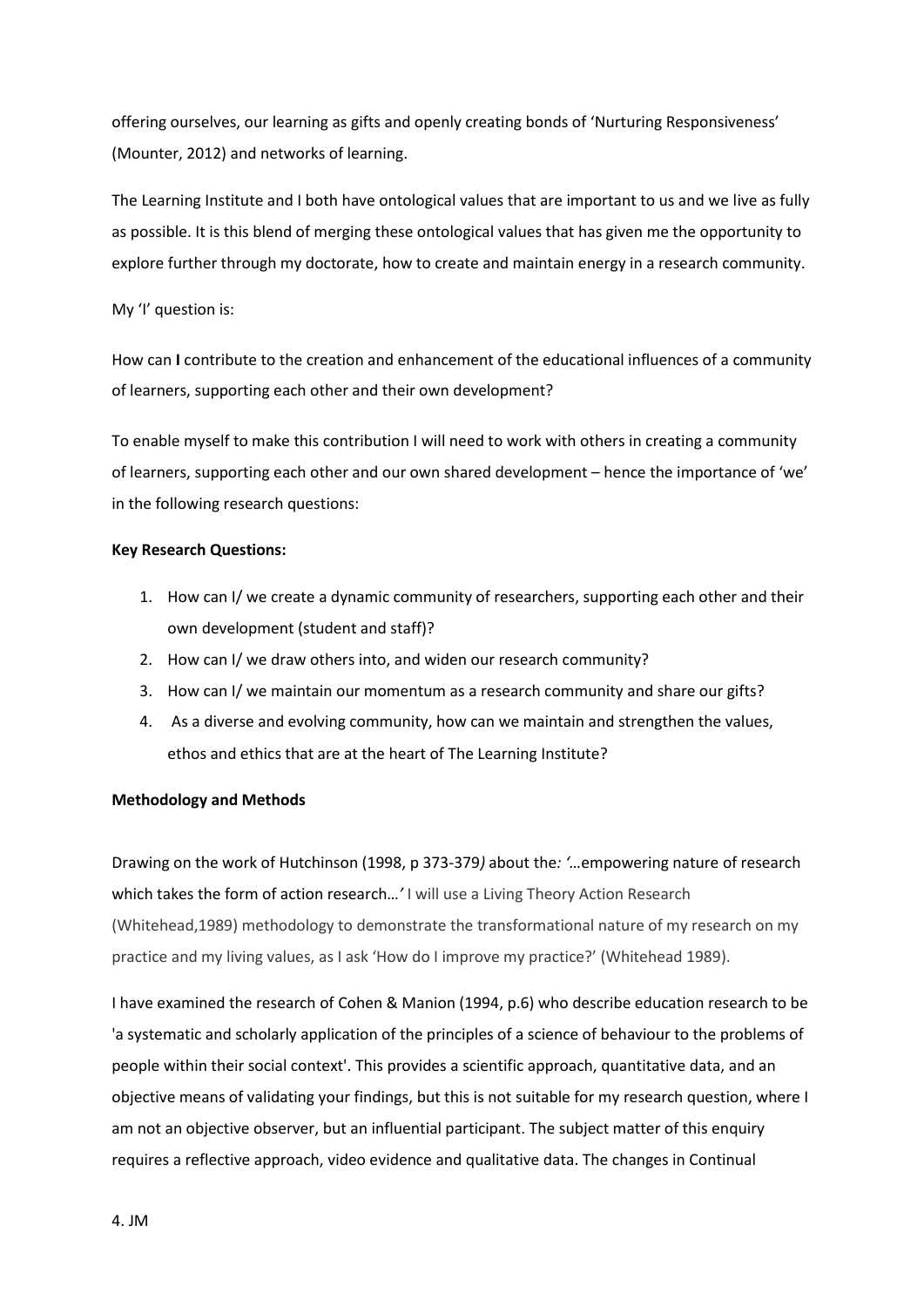offering ourselves, our learning as gifts and openly creating bonds of 'Nurturing Responsiveness' (Mounter, 2012) and networks of learning.

The Learning Institute and I both have ontological values that are important to us and we live as fully as possible. It is this blend of merging these ontological values that has given me the opportunity to explore further through my doctorate, how to create and maintain energy in a research community.

My 'I' question is:

How can **I** contribute to the creation and enhancement of the educational influences of a community of learners, supporting each other and their own development?

To enable myself to make this contribution I will need to work with others in creating a community of learners, supporting each other and our own shared development – hence the importance of 'we' in the following research questions:

**Key Research Questions:**

1. How can I/ we create a dynamic community of researchers, supporting each other and their own development (student and staff)?
2. How can I/ we draw others into, and widen our research community?
3. How can I/ we maintain our momentum as a research community and share our gifts?
4. As a diverse and evolving community, how can we maintain and strengthen the values, ethos and ethics that are at the heart of The Learning Institute?

**Methodology and Methods**

Drawing on the work of Hutchinson (1998, p 373-379*)* about the*: '…*empowering nature of research which takes the form of action research…*'* I will use a Living Theory Action Research (Whitehead,1989) methodology to demonstrate the transformational nature of my research on my practice and my living values, as I ask 'How do I improve my practice?' (Whitehead 1989).

I have examined the research of Cohen & Manion (1994, p.6) who describe education research to be 'a systematic and scholarly application of the principles of a science of behaviour to the problems of people within their social context'. This provides a scientific approach, quantitative data, and an objective means of validating your findings, but this is not suitable for my research question, where I am not an objective observer, but an influential participant. The subject matter of this enquiry requires a reflective approach, video evidence and qualitative data. The changes in Continual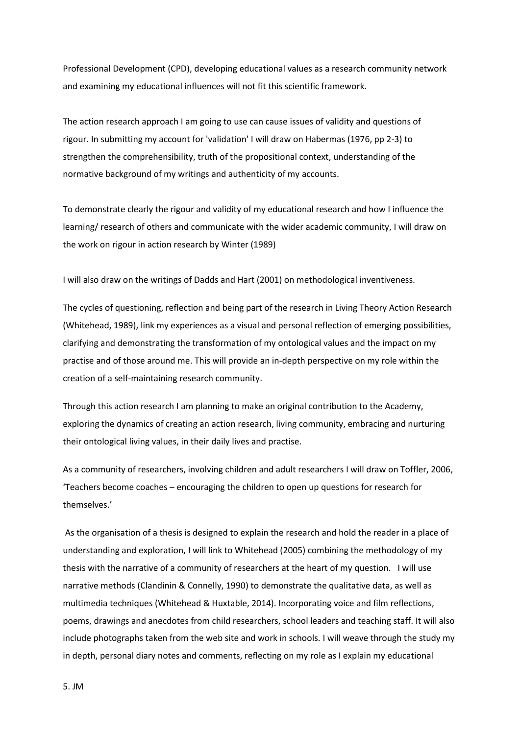Professional Development (CPD), developing educational values as a research community network and examining my educational influences will not fit this scientific framework.

The action research approach I am going to use can cause issues of validity and questions of rigour. In submitting my account for 'validation' I will draw on Habermas (1976, pp 2-3) to strengthen the comprehensibility, truth of the propositional context, understanding of the normative background of my writings and authenticity of my accounts.

To demonstrate clearly the rigour and validity of my educational research and how I influence the learning/ research of others and communicate with the wider academic community, I will draw on the work on rigour in action research by Winter (1989)

I will also draw on the writings of Dadds and Hart (2001) on methodological inventiveness.

The cycles of questioning, reflection and being part of the research in Living Theory Action Research (Whitehead, 1989), link my experiences as a visual and personal reflection of emerging possibilities, clarifying and demonstrating the transformation of my ontological values and the impact on my practise and of those around me. This will provide an in-depth perspective on my role within the creation of a self-maintaining research community.

Through this action research I am planning to make an original contribution to the Academy, exploring the dynamics of creating an action research, living community, embracing and nurturing their ontological living values, in their daily lives and practise.

As a community of researchers, involving children and adult researchers I will draw on Toffler, 2006, 'Teachers become coaches – encouraging the children to open up questions for research for themselves.'

As the organisation of a thesis is designed to explain the research and hold the reader in a place of understanding and exploration, I will link to Whitehead (2005) combining the methodology of my thesis with the narrative of a community of researchers at the heart of my question. I will use narrative methods (Clandinin & Connelly, 1990) to demonstrate the qualitative data, as well as multimedia techniques (Whitehead & Huxtable, 2014). Incorporating voice and film reflections, poems, drawings and anecdotes from child researchers, school leaders and teaching staff. It will also include photographs taken from the web site and work in schools. I will weave through the study my in depth, personal diary notes and comments, reflecting on my role as I explain my educational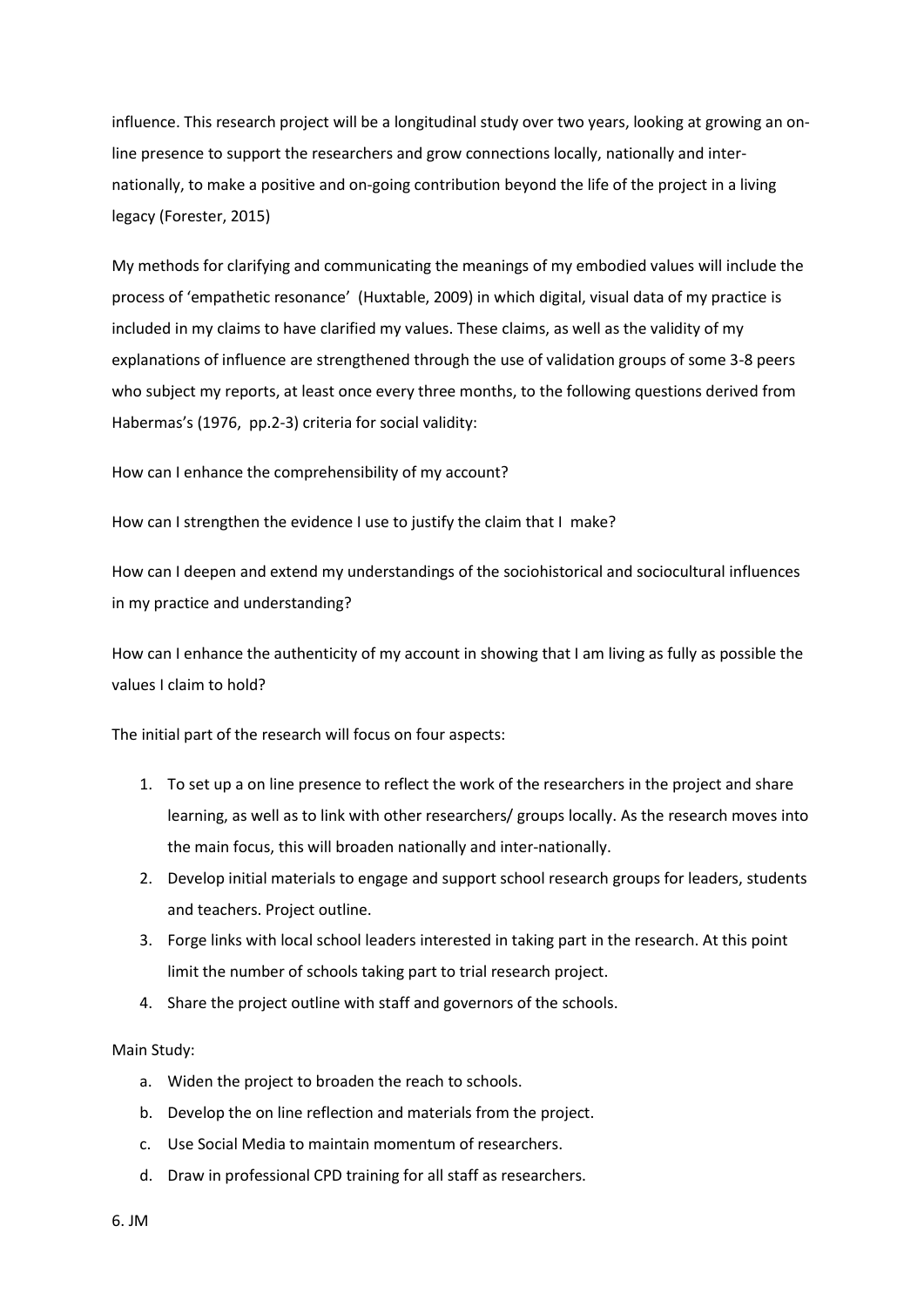influence. This research project will be a longitudinal study over two years, looking at growing an on-line presence to support the researchers and grow connections locally, nationally and inter-nationally, to make a positive and on-going contribution beyond the life of the project in a living legacy (Forester, 2015)

My methods for clarifying and communicating the meanings of my embodied values will include the process of 'empathetic resonance' (Huxtable, 2009) in which digital, visual data of my practice is included in my claims to have clarified my values. These claims, as well as the validity of my explanations of influence are strengthened through the use of validation groups of some 3-8 peers who subject my reports, at least once every three months, to the following questions derived from Habermas's (1976, pp.2-3) criteria for social validity:

How can I enhance the comprehensibility of my account?

How can I strengthen the evidence I use to justify the claim that I make?

How can I deepen and extend my understandings of the sociohistorical and sociocultural influences in my practice and understanding?

How can I enhance the authenticity of my account in showing that I am living as fully as possible the values I claim to hold?

The initial part of the research will focus on four aspects:

1. To set up a on line presence to reflect the work of the researchers in the project and share learning, as well as to link with other researchers/ groups locally. As the research moves into the main focus, this will broaden nationally and inter-nationally.
2. Develop initial materials to engage and support school research groups for leaders, students and teachers. Project outline.
3. Forge links with local school leaders interested in taking part in the research. At this point limit the number of schools taking part to trial research project.
4. Share the project outline with staff and governors of the schools.

Main Study:

a. Widen the project to broaden the reach to schools.
b. Develop the on line reflection and materials from the project.
c. Use Social Media to maintain momentum of researchers.
d. Draw in professional CPD training for all staff as researchers.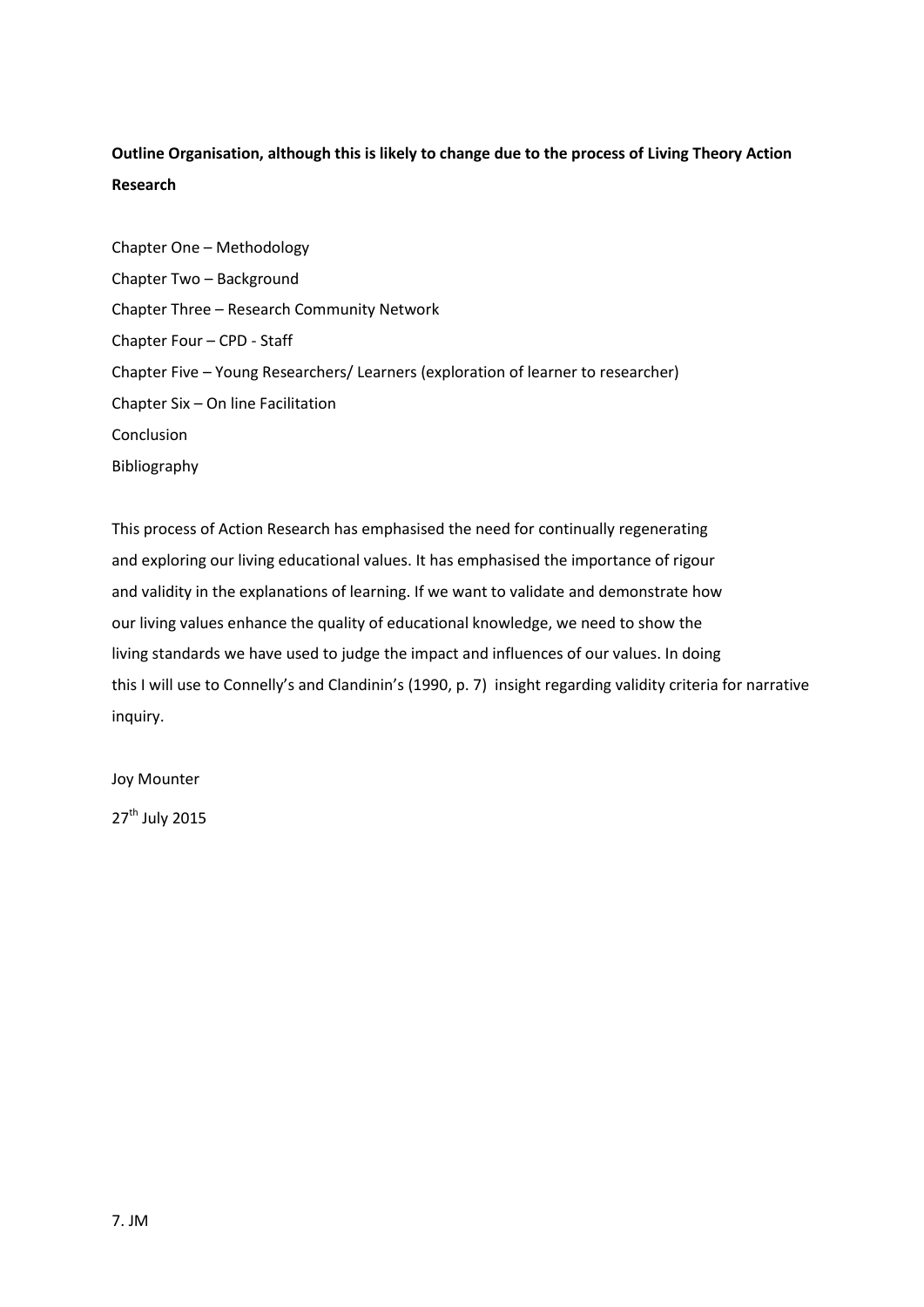**Outline Organisation, although this is likely to change due to the process of Living Theory Action Research**

Chapter One – Methodology

Chapter Two – Background

Chapter Three – Research Community Network

Chapter Four – CPD - Staff

Chapter Five – Young Researchers/ Learners (exploration of learner to researcher)

Chapter Six – On line Facilitation

Conclusion

Bibliography

This process of Action Research has emphasised the need for continually regenerating and exploring our living educational values. It has emphasised the importance of rigour and validity in the explanations of learning. If we want to validate and demonstrate how our living values enhance the quality of educational knowledge, we need to show the living standards we have used to judge the impact and influences of our values. In doing this I will use to Connelly's and Clandinin's (1990, p. 7) insight regarding validity criteria for narrative inquiry.

Joy Mounter

27th July 2015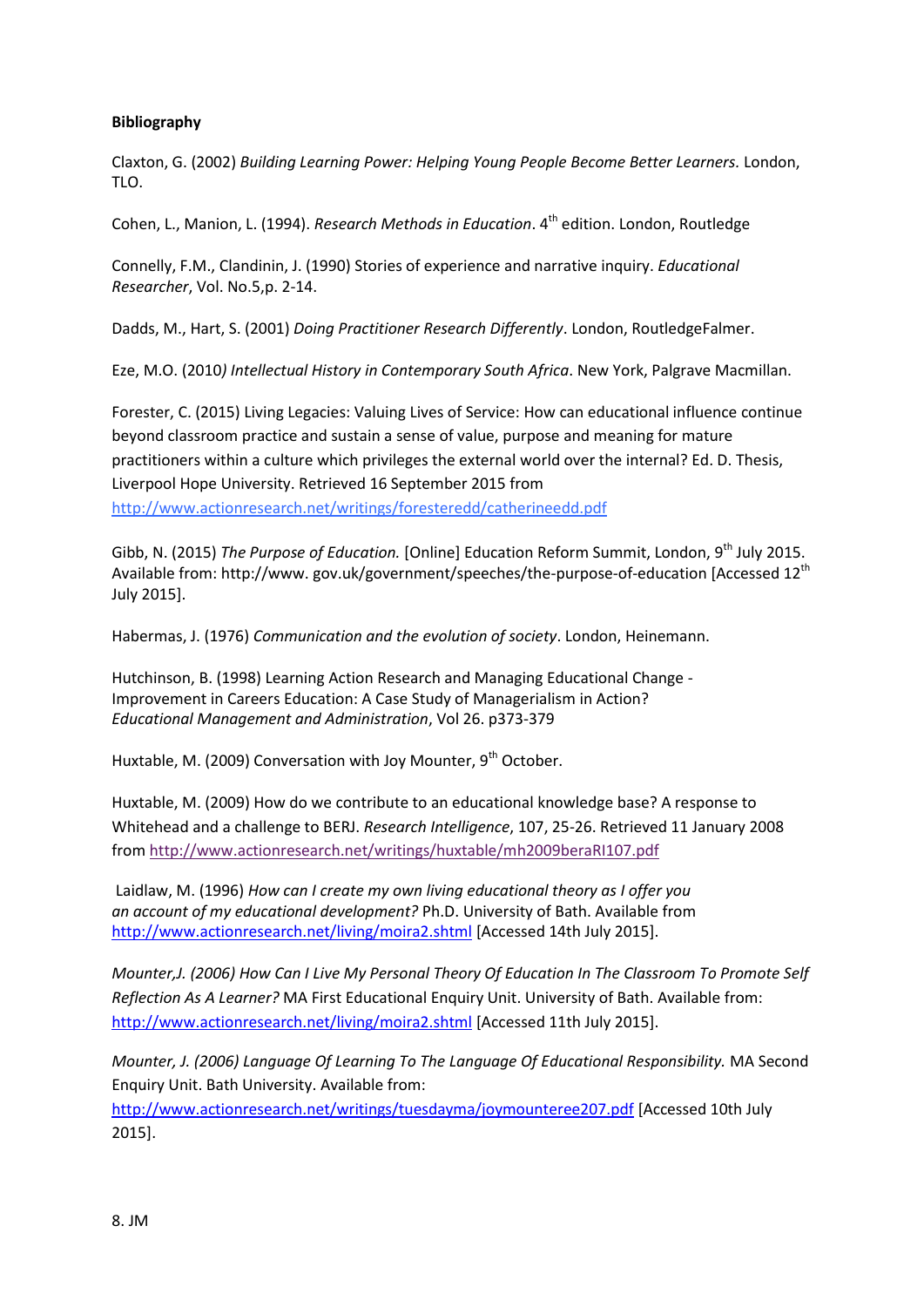**Bibliography**

Claxton, G. (2002) *Building Learning Power: Helping Young People Become Better Learners.* London, TLO.

Cohen, L., Manion, L. (1994). *Research Methods in Education*. 4th edition. London, Routledge

Connelly, F.M., Clandinin, J. (1990) Stories of experience and narrative inquiry. *Educational Researcher*, Vol. No.5,p. 2-14.

Dadds, M., Hart, S. (2001) *Doing Practitioner Research Differently*. London, RoutledgeFalmer.

Eze, M.O. (2010*) Intellectual History in Contemporary South Africa*. New York, Palgrave Macmillan.

Forester, C. (2015) Living Legacies: Valuing Lives of Service: How can educational influence continue beyond classroom practice and sustain a sense of value, purpose and meaning for mature practitioners within a culture which privileges the external world over the internal? Ed. D. Thesis, Liverpool Hope University. Retrieved 16 September 2015 from http://www.actionresearch.net/writings/foresteredd/catherineedd.pdf

Gibb, N. (2015) *The Purpose of Education.* [Online] Education Reform Summit, London, 9th July 2015. Available from: http://www. gov.uk/government/speeches/the-purpose-of-education [Accessed 12th July 2015].

Habermas, J. (1976) *Communication and the evolution of society*. London, Heinemann.

Hutchinson, B. (1998) Learning Action Research and Managing Educational Change - Improvement in Careers Education: A Case Study of Managerialism in Action? *Educational Management and Administration*, Vol 26. p373-379

Huxtable, M. (2009) Conversation with Joy Mounter, 9th October.

Huxtable, M. (2009) How do we contribute to an educational knowledge base? A response to Whitehead and a challenge to BERJ. *Research Intelligence*, 107, 25-26. Retrieved 11 January 2008 from http://www.actionresearch.net/writings/huxtable/mh2009beraRI107.pdf

Laidlaw, M. (1996) *How can I create my own living educational theory as I offer you an account of my educational development?* Ph.D. University of Bath. Available from http://www.actionresearch.net/living/moira2.shtml [Accessed 14th July 2015].

*Mounter,J. (2006) How Can I Live My Personal Theory Of Education In The Classroom To Promote Self Reflection As A Learner?* MA First Educational Enquiry Unit. University of Bath. Available from: http://www.actionresearch.net/living/moira2.shtml [Accessed 11th July 2015].

*Mounter, J. (2006) Language Of Learning To The Language Of Educational Responsibility.* MA Second Enquiry Unit. Bath University. Available from: http://www.actionresearch.net/writings/tuesdayma/joymounteree207.pdf [Accessed 10th July 2015].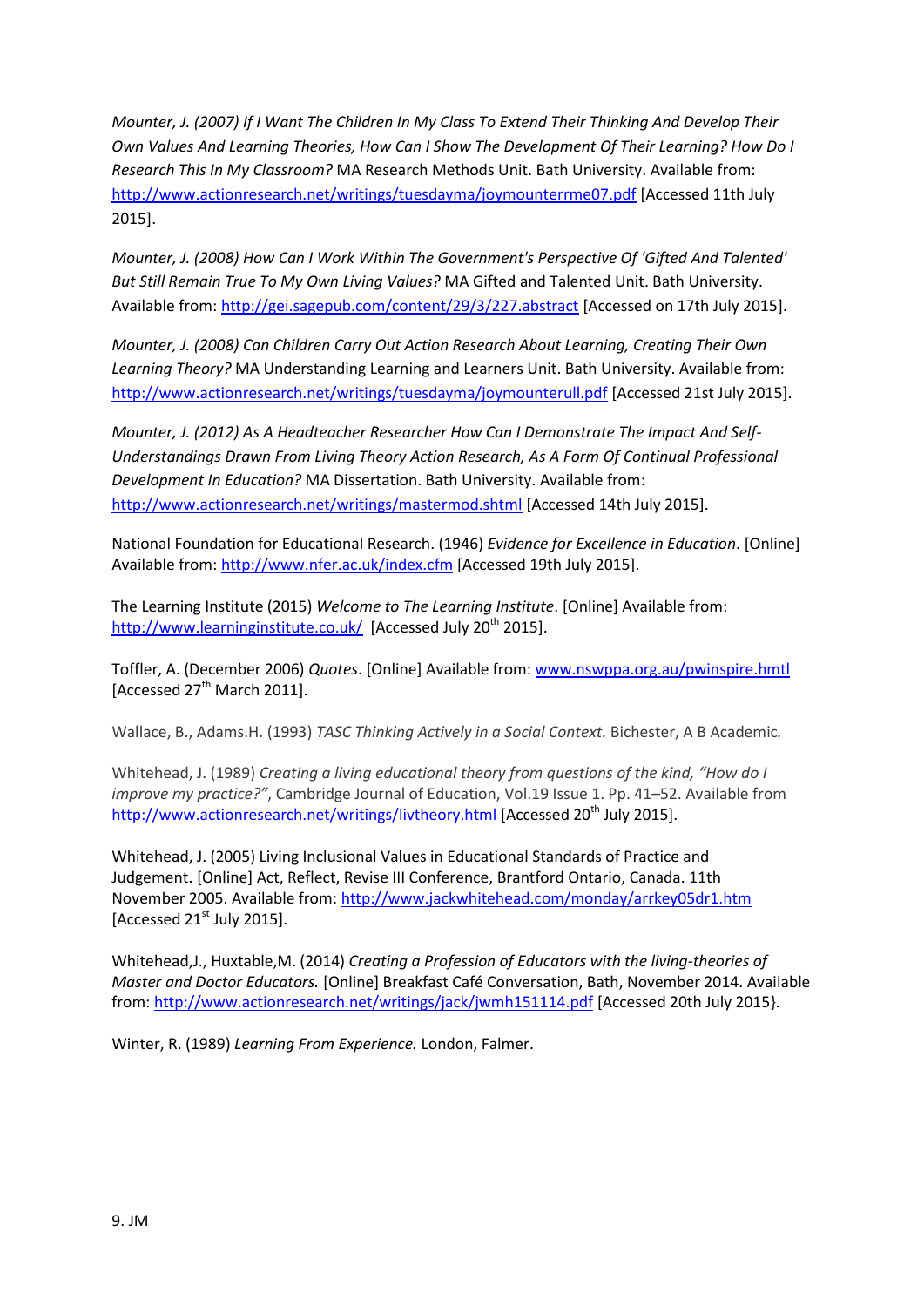*Mounter, J. (2007) If I Want The Children In My Class To Extend Their Thinking And Develop Their Own Values And Learning Theories, How Can I Show The Development Of Their Learning? How Do I Research This In My Classroom?* MA Research Methods Unit. Bath University. Available from: http://www.actionresearch.net/writings/tuesdayma/joymounterrme07.pdf [Accessed 11th July 2015].

*Mounter, J. (2008) How Can I Work Within The Government's Perspective Of 'Gifted And Talented' But Still Remain True To My Own Living Values?* MA Gifted and Talented Unit. Bath University. Available from: http://gei.sagepub.com/content/29/3/227.abstract [Accessed on 17th July 2015].

*Mounter, J. (2008) Can Children Carry Out Action Research About Learning, Creating Their Own Learning Theory?* MA Understanding Learning and Learners Unit. Bath University. Available from: http://www.actionresearch.net/writings/tuesdayma/joymounterull.pdf [Accessed 21st July 2015].

*Mounter, J. (2012) As A Headteacher Researcher How Can I Demonstrate The Impact And Self-Understandings Drawn From Living Theory Action Research, As A Form Of Continual Professional Development In Education?* MA Dissertation. Bath University. Available from: http://www.actionresearch.net/writings/mastermod.shtml [Accessed 14th July 2015].

National Foundation for Educational Research. (1946) *Evidence for Excellence in Education*. [Online] Available from: http://www.nfer.ac.uk/index.cfm [Accessed 19th July 2015].

The Learning Institute (2015) *Welcome to The Learning Institute*. [Online] Available from: http://www.learninginstitute.co.uk/ [Accessed July 20th 2015].

Toffler, A. (December 2006) *Quotes*. [Online] Available from: www.nswppa.org.au/pwinspire.hmtl [Accessed 27th March 2011].

Wallace, B., Adams.H. (1993) *TASC Thinking Actively in a Social Context.* Bichester, A B Academic.

Whitehead, J. (1989) *Creating a living educational theory from questions of the kind, "How do I improve my practice?"*, Cambridge Journal of Education, Vol.19 Issue 1. Pp. 41–52. Available from http://www.actionresearch.net/writings/livtheory.html [Accessed 20th July 2015].

Whitehead, J. (2005) Living Inclusional Values in Educational Standards of Practice and Judgement. [Online] Act, Reflect, Revise III Conference, Brantford Ontario, Canada. 11th November 2005. Available from: http://www.jackwhitehead.com/monday/arrkey05dr1.htm [Accessed 21st July 2015].

Whitehead,J., Huxtable,M. (2014) *Creating a Profession of Educators with the living-theories of Master and Doctor Educators.* [Online] Breakfast Café Conversation, Bath, November 2014. Available from: http://www.actionresearch.net/writings/jack/jwmh151114.pdf [Accessed 20th July 2015}.

Winter, R. (1989) *Learning From Experience.* London, Falmer.